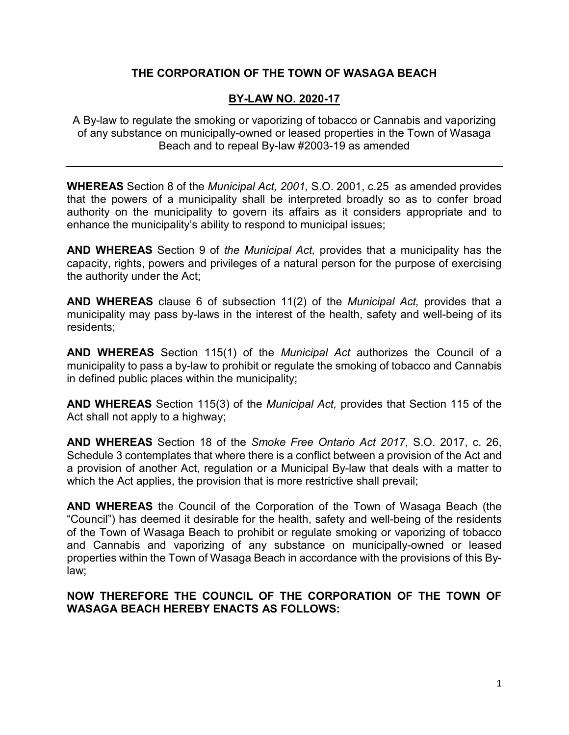# THE CORPORATION OF THE TOWN OF WASAGA BEACH

## BY-LAW NO. 2020-17

A By-law to regulate the smoking or vaporizing of tobacco or Cannabis and vaporizing of any substance on municipally-owned or leased properties in the Town of Wasaga Beach and to repeal By-law #2003-19 as amended

---

**WHEREAS** Section 8 of the *Municipal Act, 2001,* S.O. 2001, c.25 as amended provides that the powers of a municipality shall be interpreted broadly so as to confer broad authority on the municipality to govern its affairs as it considers appropriate and to enhance the municipality's ability to respond to municipal issues;

**AND WHEREAS** Section 9 of *the Municipal Act,* provides that a municipality has the capacity, rights, powers and privileges of a natural person for the purpose of exercising the authority under the Act;

**AND WHEREAS** clause 6 of subsection 11(2) of the *Municipal Act,* provides that a municipality may pass by-laws in the interest of the health, safety and well-being of its residents;

**AND WHEREAS** Section 115(1) of the *Municipal Act* authorizes the Council of a municipality to pass a by-law to prohibit or regulate the smoking of tobacco and Cannabis in defined public places within the municipality;

**AND WHEREAS** Section 115(3) of the *Municipal Act,* provides that Section 115 of the Act shall not apply to a highway;

**AND WHEREAS** Section 18 of the *Smoke Free Ontario Act 2017*, S.O. 2017, c. 26, Schedule 3 contemplates that where there is a conflict between a provision of the Act and a provision of another Act, regulation or a Municipal By-law that deals with a matter to which the Act applies, the provision that is more restrictive shall prevail;

**AND WHEREAS** the Council of the Corporation of the Town of Wasaga Beach (the "Council") has deemed it desirable for the health, safety and well-being of the residents of the Town of Wasaga Beach to prohibit or regulate smoking or vaporizing of tobacco and Cannabis and vaporizing of any substance on municipally-owned or leased properties within the Town of Wasaga Beach in accordance with the provisions of this By-law;

**NOW THEREFORE THE COUNCIL OF THE CORPORATION OF THE TOWN OF WASAGA BEACH HEREBY ENACTS AS FOLLOWS:**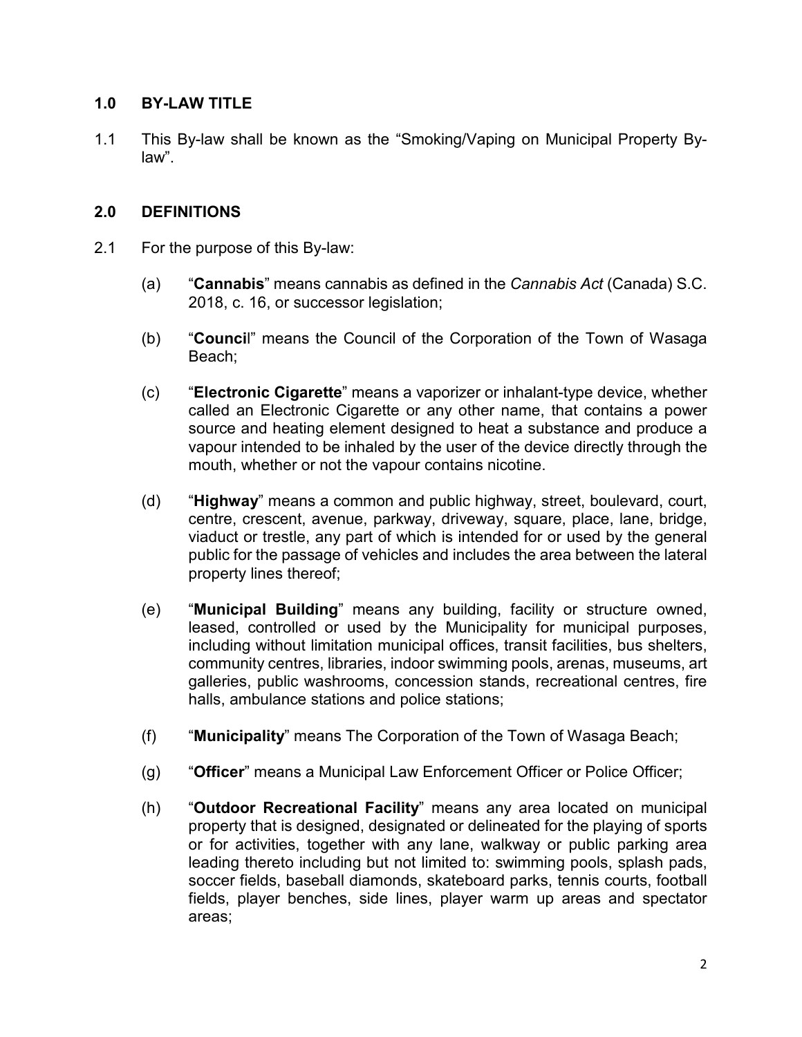## 1.0 BY-LAW TITLE

1.1 This By-law shall be known as the “Smoking/Vaping on Municipal Property By-law”.

## 2.0 DEFINITIONS

2.1 For the purpose of this By-law:

(a) “**Cannabis**” means cannabis as defined in the *Cannabis Act* (Canada) S.C. 2018, c. 16, or successor legislation;

(b) “**Council**” means the Council of the Corporation of the Town of Wasaga Beach;

(c) “**Electronic Cigarette**” means a vaporizer or inhalant-type device, whether called an Electronic Cigarette or any other name, that contains a power source and heating element designed to heat a substance and produce a vapour intended to be inhaled by the user of the device directly through the mouth, whether or not the vapour contains nicotine.

(d) “**Highway**” means a common and public highway, street, boulevard, court, centre, crescent, avenue, parkway, driveway, square, place, lane, bridge, viaduct or trestle, any part of which is intended for or used by the general public for the passage of vehicles and includes the area between the lateral property lines thereof;

(e) “**Municipal Building**” means any building, facility or structure owned, leased, controlled or used by the Municipality for municipal purposes, including without limitation municipal offices, transit facilities, bus shelters, community centres, libraries, indoor swimming pools, arenas, museums, art galleries, public washrooms, concession stands, recreational centres, fire halls, ambulance stations and police stations;

(f) “**Municipality**” means The Corporation of the Town of Wasaga Beach;

(g) “**Officer**” means a Municipal Law Enforcement Officer or Police Officer;

(h) “**Outdoor Recreational Facility**” means any area located on municipal property that is designed, designated or delineated for the playing of sports or for activities, together with any lane, walkway or public parking area leading thereto including but not limited to: swimming pools, splash pads, soccer fields, baseball diamonds, skateboard parks, tennis courts, football fields, player benches, side lines, player warm up areas and spectator areas;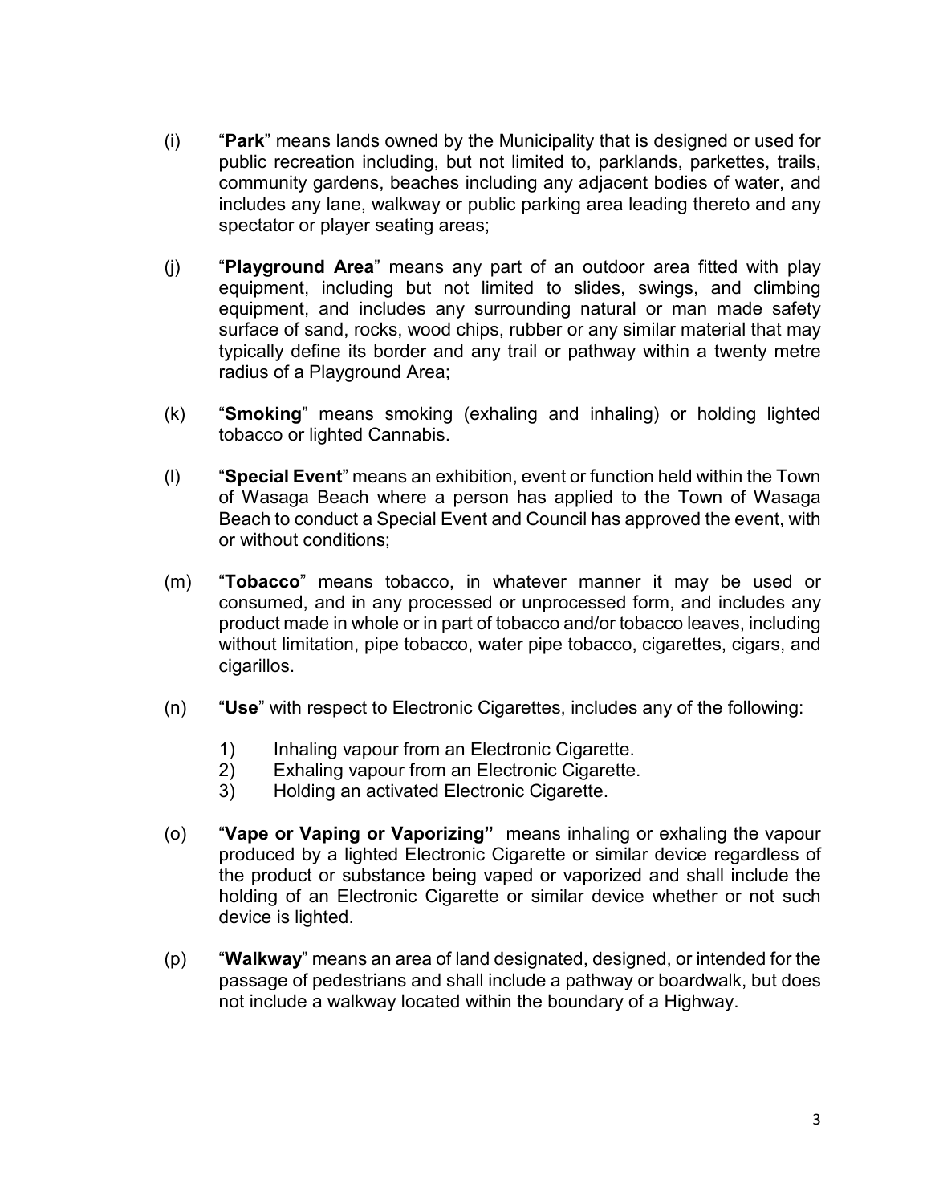(i) "**Park**" means lands owned by the Municipality that is designed or used for public recreation including, but not limited to, parklands, parkettes, trails, community gardens, beaches including any adjacent bodies of water, and includes any lane, walkway or public parking area leading thereto and any spectator or player seating areas;

(j) "**Playground Area**" means any part of an outdoor area fitted with play equipment, including but not limited to slides, swings, and climbing equipment, and includes any surrounding natural or man made safety surface of sand, rocks, wood chips, rubber or any similar material that may typically define its border and any trail or pathway within a twenty metre radius of a Playground Area;

(k) "**Smoking**" means smoking (exhaling and inhaling) or holding lighted tobacco or lighted Cannabis.

(l) "**Special Event**" means an exhibition, event or function held within the Town of Wasaga Beach where a person has applied to the Town of Wasaga Beach to conduct a Special Event and Council has approved the event, with or without conditions;

(m) "**Tobacco**" means tobacco, in whatever manner it may be used or consumed, and in any processed or unprocessed form, and includes any product made in whole or in part of tobacco and/or tobacco leaves, including without limitation, pipe tobacco, water pipe tobacco, cigarettes, cigars, and cigarillos.

(n) "**Use**" with respect to Electronic Cigarettes, includes any of the following:

1) Inhaling vapour from an Electronic Cigarette.
2) Exhaling vapour from an Electronic Cigarette.
3) Holding an activated Electronic Cigarette.

(o) "**Vape or Vaping or Vaporizing"** means inhaling or exhaling the vapour produced by a lighted Electronic Cigarette or similar device regardless of the product or substance being vaped or vaporized and shall include the holding of an Electronic Cigarette or similar device whether or not such device is lighted.

(p) "**Walkway**" means an area of land designated, designed, or intended for the passage of pedestrians and shall include a pathway or boardwalk, but does not include a walkway located within the boundary of a Highway.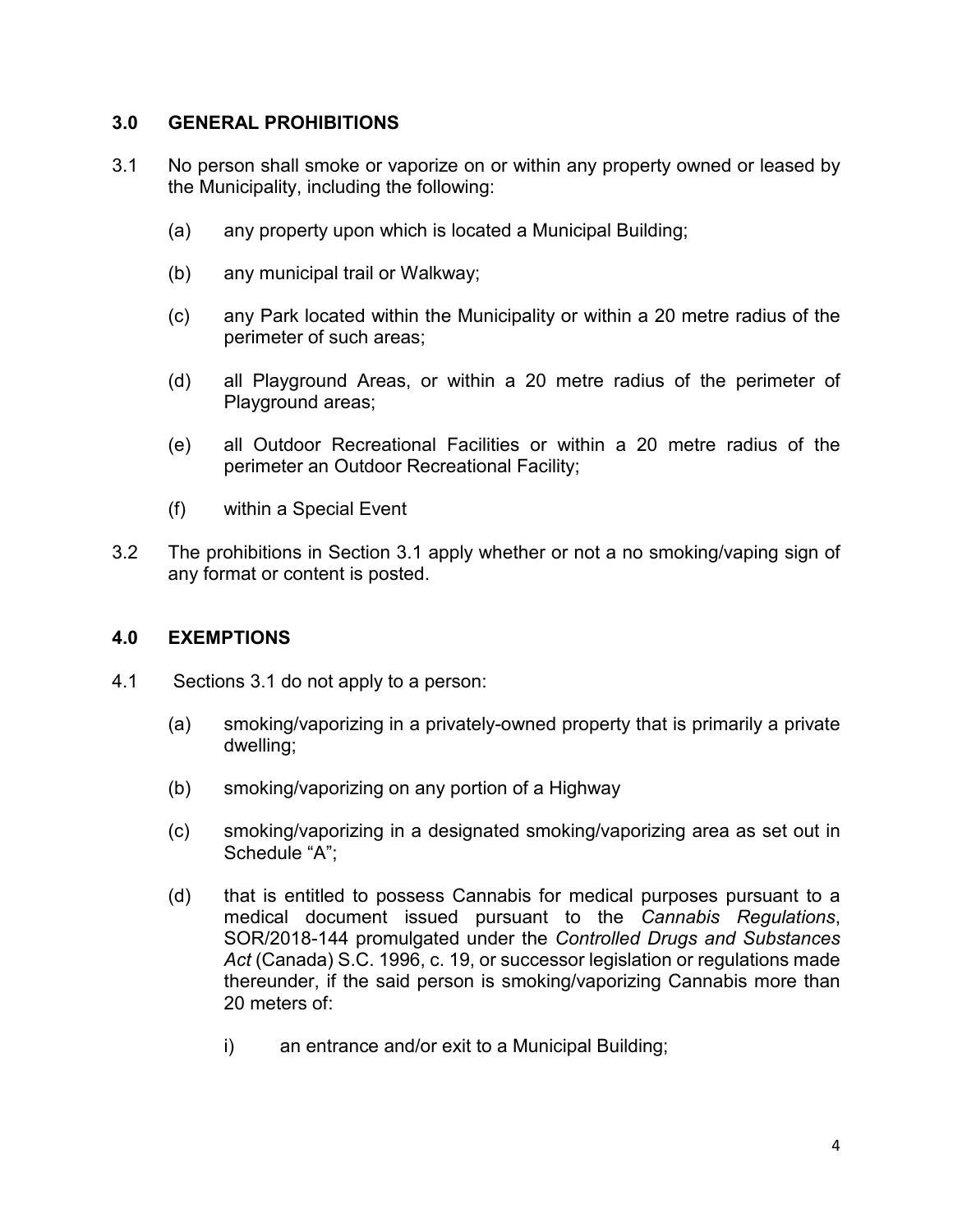## 3.0 GENERAL PROHIBITIONS

3.1 No person shall smoke or vaporize on or within any property owned or leased by the Municipality, including the following:

- (a) any property upon which is located a Municipal Building;
- (b) any municipal trail or Walkway;
- (c) any Park located within the Municipality or within a 20 metre radius of the perimeter of such areas;
- (d) all Playground Areas, or within a 20 metre radius of the perimeter of Playground areas;
- (e) all Outdoor Recreational Facilities or within a 20 metre radius of the perimeter an Outdoor Recreational Facility;
- (f) within a Special Event

3.2 The prohibitions in Section 3.1 apply whether or not a no smoking/vaping sign of any format or content is posted.

## 4.0 EXEMPTIONS

4.1 Sections 3.1 do not apply to a person:

- (a) smoking/vaporizing in a privately-owned property that is primarily a private dwelling;
- (b) smoking/vaporizing on any portion of a Highway
- (c) smoking/vaporizing in a designated smoking/vaporizing area as set out in Schedule "A";
- (d) that is entitled to possess Cannabis for medical purposes pursuant to a medical document issued pursuant to the *Cannabis Regulations*, SOR/2018-144 promulgated under the *Controlled Drugs and Substances Act* (Canada) S.C. 1996, c. 19, or successor legislation or regulations made thereunder, if the said person is smoking/vaporizing Cannabis more than 20 meters of:
    - i) an entrance and/or exit to a Municipal Building;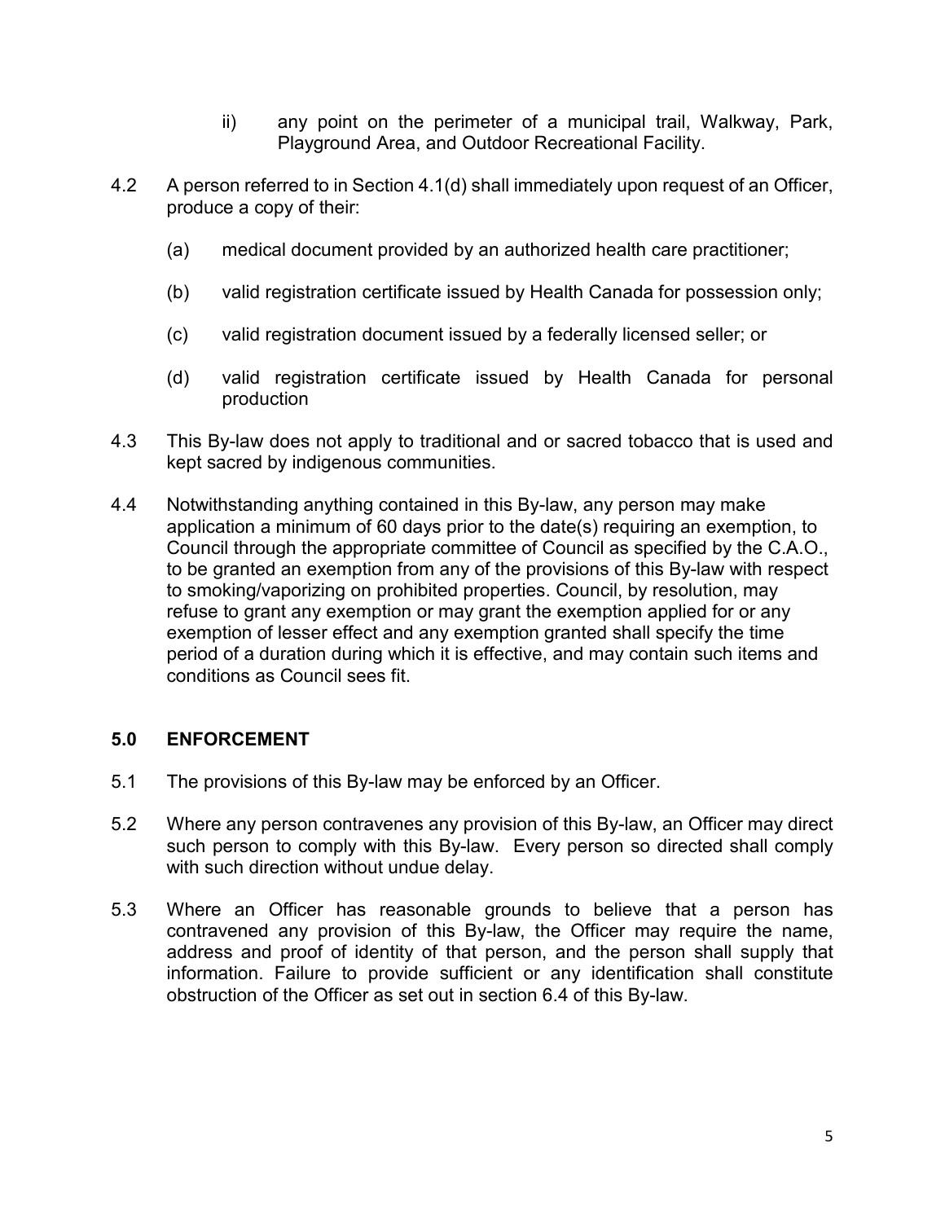ii) any point on the perimeter of a municipal trail, Walkway, Park, Playground Area, and Outdoor Recreational Facility.

4.2 A person referred to in Section 4.1(d) shall immediately upon request of an Officer, produce a copy of their:

(a) medical document provided by an authorized health care practitioner;

(b) valid registration certificate issued by Health Canada for possession only;

(c) valid registration document issued by a federally licensed seller; or

(d) valid registration certificate issued by Health Canada for personal production

4.3 This By-law does not apply to traditional and or sacred tobacco that is used and kept sacred by indigenous communities.

4.4 Notwithstanding anything contained in this By-law, any person may make application a minimum of 60 days prior to the date(s) requiring an exemption, to Council through the appropriate committee of Council as specified by the C.A.O., to be granted an exemption from any of the provisions of this By-law with respect to smoking/vaporizing on prohibited properties. Council, by resolution, may refuse to grant any exemption or may grant the exemption applied for or any exemption of lesser effect and any exemption granted shall specify the time period of a duration during which it is effective, and may contain such items and conditions as Council sees fit.

### 5.0 ENFORCEMENT

5.1 The provisions of this By-law may be enforced by an Officer.

5.2 Where any person contravenes any provision of this By-law, an Officer may direct such person to comply with this By-law. Every person so directed shall comply with such direction without undue delay.

5.3 Where an Officer has reasonable grounds to believe that a person has contravened any provision of this By-law, the Officer may require the name, address and proof of identity of that person, and the person shall supply that information. Failure to provide sufficient or any identification shall constitute obstruction of the Officer as set out in section 6.4 of this By-law.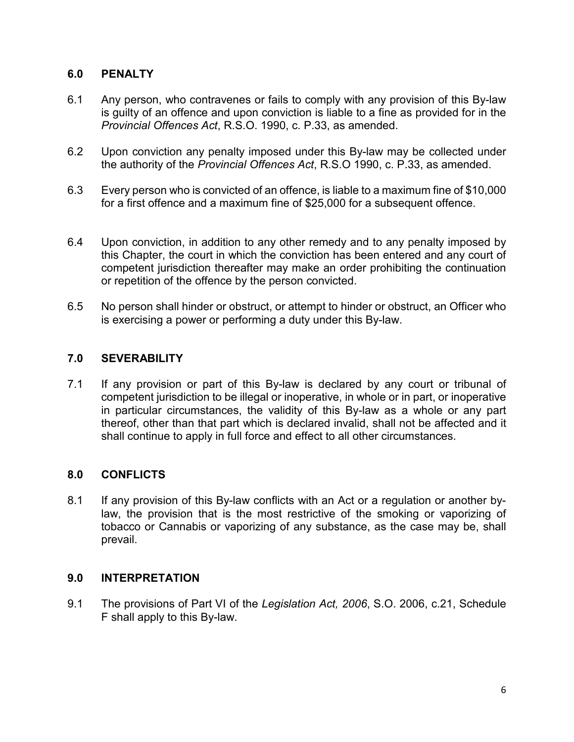## 6.0 PENALTY

6.1 Any person, who contravenes or fails to comply with any provision of this By-law is guilty of an offence and upon conviction is liable to a fine as provided for in the *Provincial Offences Act*, R.S.O. 1990, c. P.33, as amended.

6.2 Upon conviction any penalty imposed under this By-law may be collected under the authority of the *Provincial Offences Act*, R.S.O 1990, c. P.33, as amended.

6.3 Every person who is convicted of an offence, is liable to a maximum fine of $10,000 for a first offence and a maximum fine of $25,000 for a subsequent offence.

6.4 Upon conviction, in addition to any other remedy and to any penalty imposed by this Chapter, the court in which the conviction has been entered and any court of competent jurisdiction thereafter may make an order prohibiting the continuation or repetition of the offence by the person convicted.

6.5 No person shall hinder or obstruct, or attempt to hinder or obstruct, an Officer who is exercising a power or performing a duty under this By-law.

## 7.0 SEVERABILITY

7.1 If any provision or part of this By-law is declared by any court or tribunal of competent jurisdiction to be illegal or inoperative, in whole or in part, or inoperative in particular circumstances, the validity of this By-law as a whole or any part thereof, other than that part which is declared invalid, shall not be affected and it shall continue to apply in full force and effect to all other circumstances.

## 8.0 CONFLICTS

8.1 If any provision of this By-law conflicts with an Act or a regulation or another by-law, the provision that is the most restrictive of the smoking or vaporizing of tobacco or Cannabis or vaporizing of any substance, as the case may be, shall prevail.

## 9.0 INTERPRETATION

9.1 The provisions of Part VI of the *Legislation Act, 2006*, S.O. 2006, c.21, Schedule F shall apply to this By-law.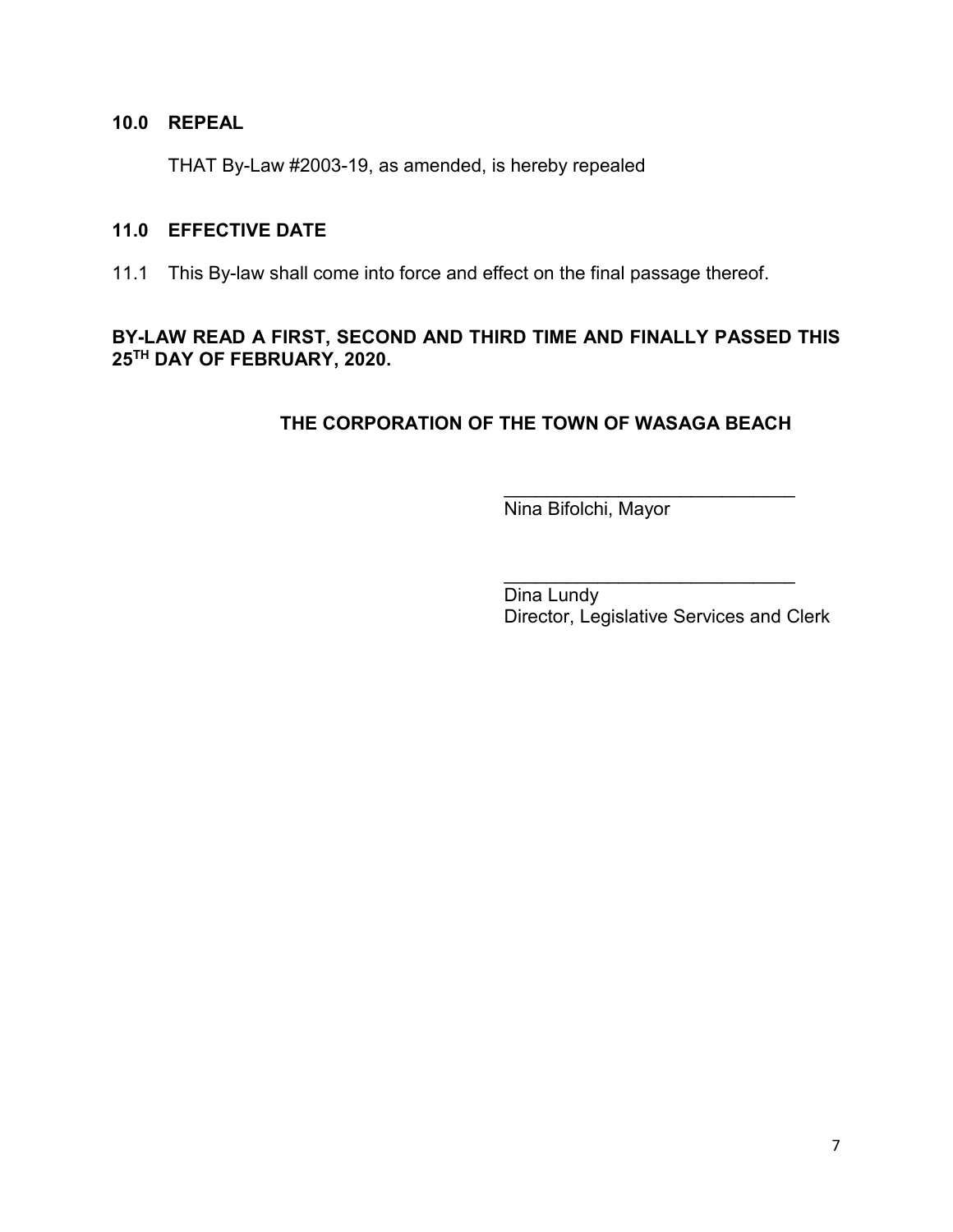## 10.0 REPEAL

THAT By-Law #2003-19, as amended, is hereby repealed

## 11.0 EFFECTIVE DATE

11.1 This By-law shall come into force and effect on the final passage thereof.

**BY-LAW READ A FIRST, SECOND AND THIRD TIME AND FINALLY PASSED THIS 25TH DAY OF FEBRUARY, 2020.**

**THE CORPORATION OF THE TOWN OF WASAGA BEACH**

\_\_\_\_\_\_\_\_\_\_\_\_\_\_\_\_\_\_\_\_\_\_\_\_\_\_\_\_\_\_
Nina Bifolchi, Mayor

\_\_\_\_\_\_\_\_\_\_\_\_\_\_\_\_\_\_\_\_\_\_\_\_\_\_\_\_\_\_
Dina Lundy
Director, Legislative Services and Clerk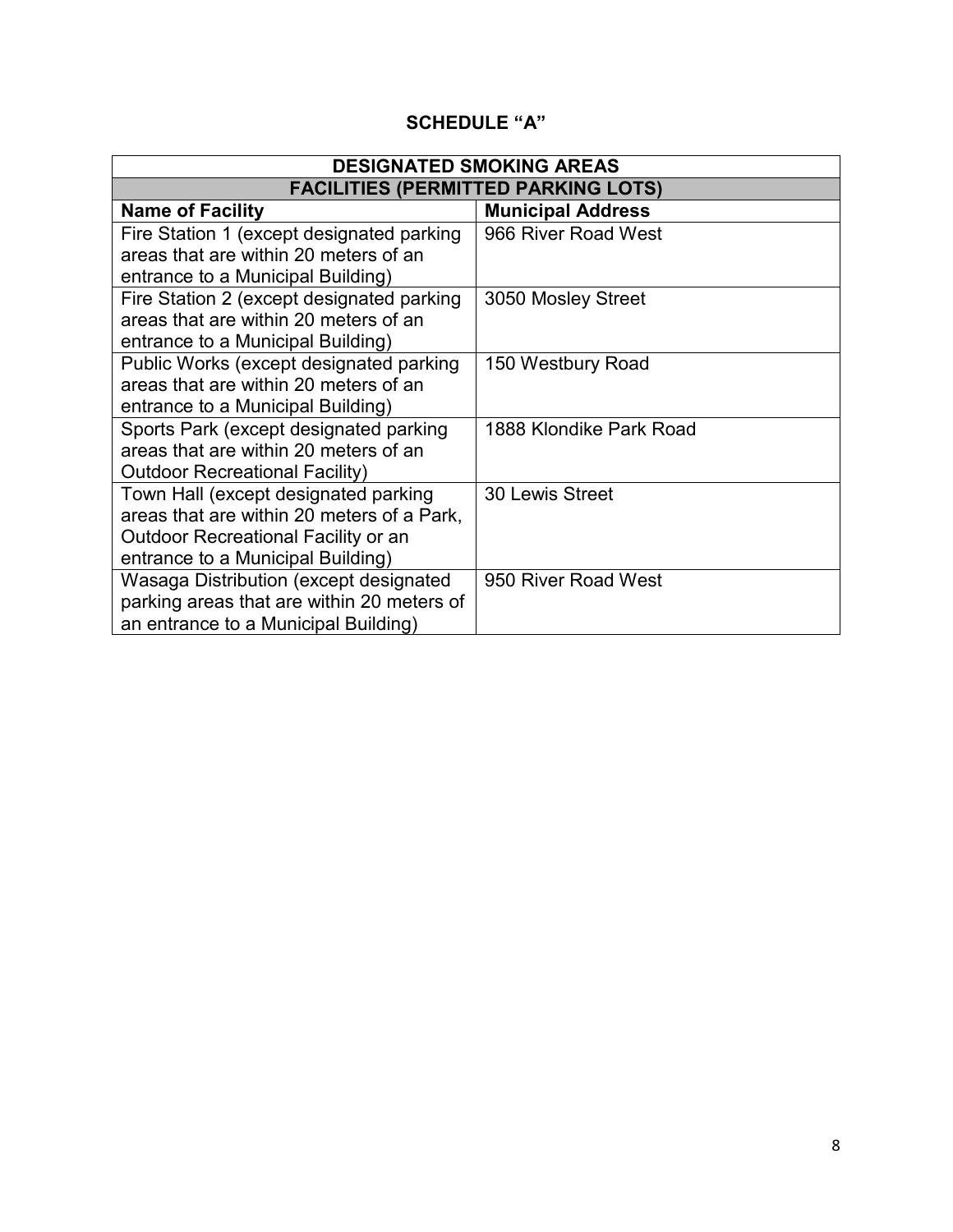## SCHEDULE "A"

| DESIGNATED SMOKING AREAS | |
|---|---|
| **FACILITIES (PERMITTED PARKING LOTS)** | |
| **Name of Facility** | **Municipal Address** |
| Fire Station 1 (except designated parking areas that are within 20 meters of an entrance to a Municipal Building) | 966 River Road West |
| Fire Station 2 (except designated parking areas that are within 20 meters of an entrance to a Municipal Building) | 3050 Mosley Street |
| Public Works (except designated parking areas that are within 20 meters of an entrance to a Municipal Building) | 150 Westbury Road |
| Sports Park (except designated parking areas that are within 20 meters of an Outdoor Recreational Facility) | 1888 Klondike Park Road |
| Town Hall (except designated parking areas that are within 20 meters of a Park, Outdoor Recreational Facility or an entrance to a Municipal Building) | 30 Lewis Street |
| Wasaga Distribution (except designated parking areas that are within 20 meters of an entrance to a Municipal Building) | 950 River Road West |